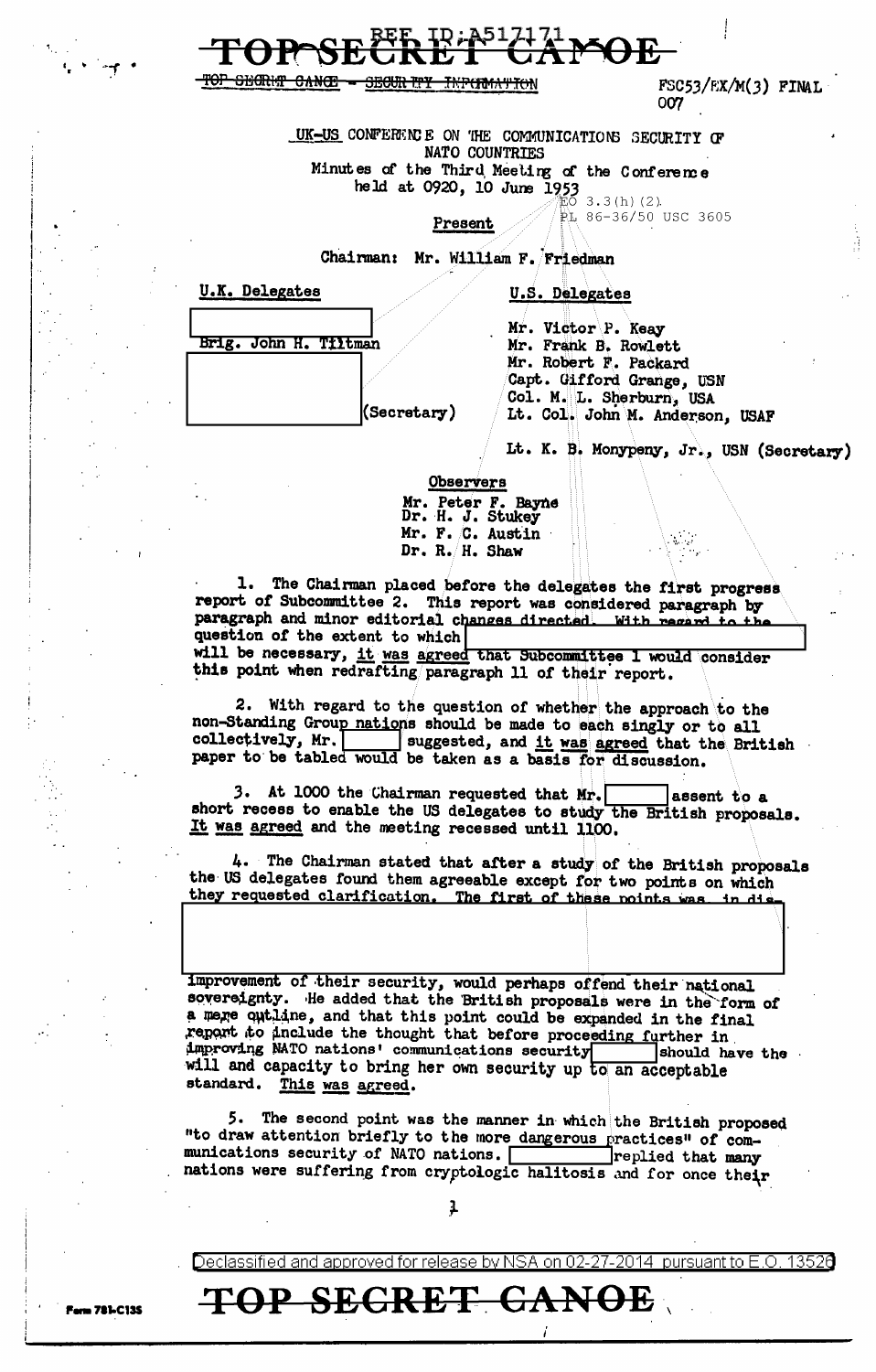TOP SECRET CANOE

REF ID:A517171

TOP SECRET CANOE - SECURITY INFORMATION

FSC53/EX/M(3) FINAL
007

UK-US CONFERENCE ON THE COMMUNICATIONS SECURITY OF NATO COUNTRIES

Minutes of the Third Meeting of the Conference held at 0920, 10 June 1953

EO 3.3(h)(2)
PL 86-36/50 USC 3605

Present

Chairman: Mr. William F. Friedman

| U.K. Delegates | U.S. Delegates |
|---|---|
| [redacted] | Mr. Victor P. Keay |
| Brig. John H. Tiltman | Mr. Frank B. Rowlett |
| [redacted] | Mr. Robert F. Packard |
| (Secretary) | Capt. Gifford Grange, USN |
| | Col. M. L. Sherburn, USA |
| | Lt. Col. John M. Anderson, USAF |
| | Lt. K. B. Monypeny, Jr., USN (Secretary) |

Observers

Mr. Peter F. Bayne
Dr. H. J. Stukey
Mr. F. C. Austin
Dr. R. H. Shaw

1. The Chairman placed before the delegates the first progress report of Subcommittee 2. This report was considered paragraph by paragraph and minor editorial changes directed. With regard to the question of the extent to which [redacted] will be necessary, it was agreed that Subcommittee 1 would consider this point when redrafting paragraph 11 of their report.

2. With regard to the question of whether the approach to the non-Standing Group nations should be made to each singly or to all collectively, Mr. [redacted] suggested, and it was agreed that the British paper to be tabled would be taken as a basis for discussion.

3. At 1000 the Chairman requested that Mr. [redacted] assent to a short recess to enable the US delegates to study the British proposals. It was agreed and the meeting recessed until 1100.

4. The Chairman stated that after a study of the British proposals the US delegates found them agreeable except for two points on which they requested clarification. The first of these points was, in dis- [redacted] improvement of their security, would perhaps offend their national sovereignty. He added that the British proposals were in the form of a mere outline, and that this point could be expanded in the final report to include the thought that before proceeding further in improving NATO nations' communications security [redacted] should have the will and capacity to bring her own security up to an acceptable standard. This was agreed.

5. The second point was the manner in which the British proposed "to draw attention briefly to the more dangerous practices" of communications security of NATO nations. [redacted] replied that many nations were suffering from cryptologic halitosis and for once their

Declassified and approved for release by NSA on 02-27-2014 pursuant to E.O. 13526

TOP SECRET CANOE

Form 781-C13S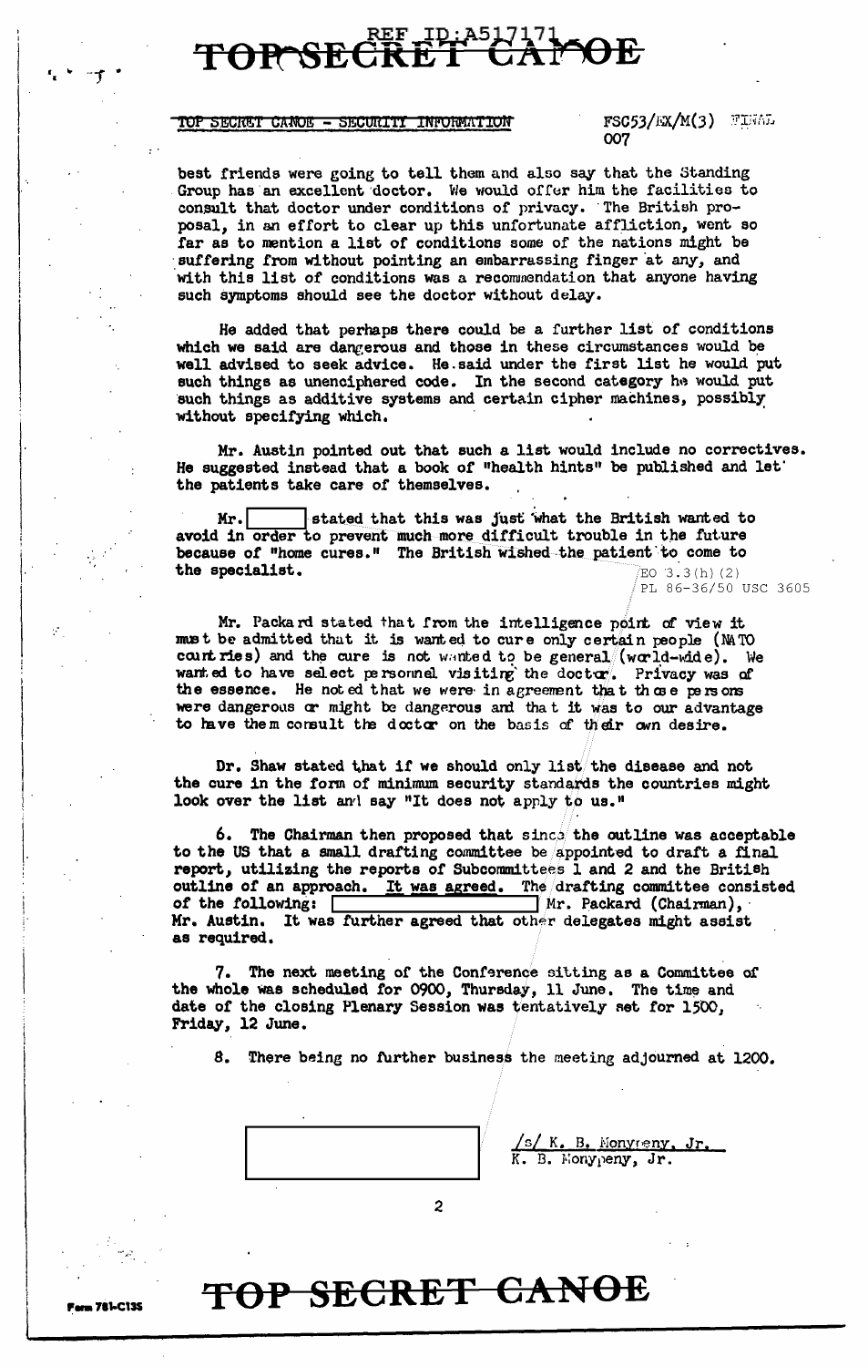TOP SECRET CANOE - SECURITY INFORMATION

FSC53/EX/M(3) FINAL
007

best friends were going to tell them and also say that the Standing Group has an excellent doctor. We would offer him the facilities to consult that doctor under conditions of privacy. The British proposal, in an effort to clear up this unfortunate affliction, went so far as to mention a list of conditions some of the nations might be suffering from without pointing an embarrassing finger at any, and with this list of conditions was a recommendation that anyone having such symptoms should see the doctor without delay.

He added that perhaps there could be a further list of conditions which we said are dangerous and those in these circumstances would be well advised to seek advice. He said under the first list he would put such things as unenciphered code. In the second category he would put such things as additive systems and certain cipher machines, possibly without specifying which.

Mr. Austin pointed out that such a list would include no correctives. He suggested instead that a book of "health hints" be published and let the patients take care of themselves.

Mr. [ ] stated that this was just what the British wanted to avoid in order to prevent much more difficult trouble in the future because of "home cures." The British wished the patient to come to the specialist.

EO 3.3(h)(2)
PL 86-36/50 USC 3605

Mr. Packard stated that from the intelligence point of view it must be admitted that it is wanted to cure only certain people (NATO countries) and the cure is not wanted to be general (world-wide). We wanted to have select personnel visiting the doctor. Privacy was of the essence. He noted that we were in agreement that those persons were dangerous or might be dangerous and that it was to our advantage to have them consult the doctor on the basis of their own desire.

Dr. Shaw stated that if we should only list the disease and not the cure in the form of minimum security standards the countries might look over the list and say "It does not apply to us."

6. The Chairman then proposed that since the outline was acceptable to the US that a small drafting committee be appointed to draft a final report, utilizing the reports of Subcommittees 1 and 2 and the British outline of an approach. It was agreed. The drafting committee consisted of the following: [ ] Mr. Packard (Chairman), Mr. Austin. It was further agreed that other delegates might assist as required.

7. The next meeting of the Conference sitting as a Committee of the whole was scheduled for 0900, Thursday, 11 June. The time and date of the closing Plenary Session was tentatively set for 1500, Friday, 12 June.

8. There being no further business the meeting adjourned at 1200.

[ ]

/s/ K. B. Monypeny, Jr.
K. B. Monypeny, Jr.

Form 781-C13S

TOP SECRET CANOE